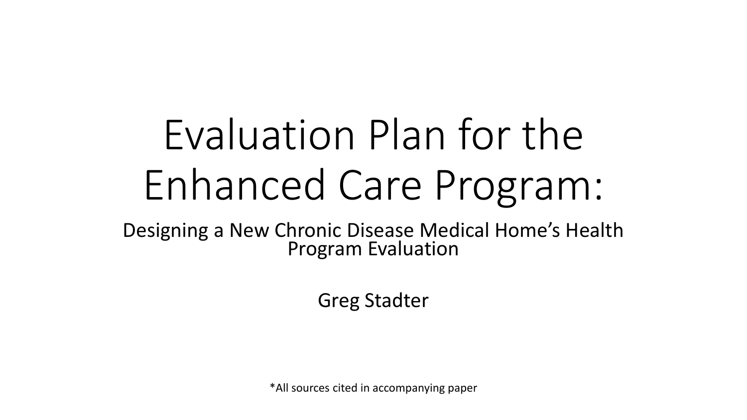# Evaluation Plan for the Enhanced Care Program:

## Designing a New Chronic Disease Medical Home's Health Program Evaluation

Greg Stadter

*All sources cited in accompanying paper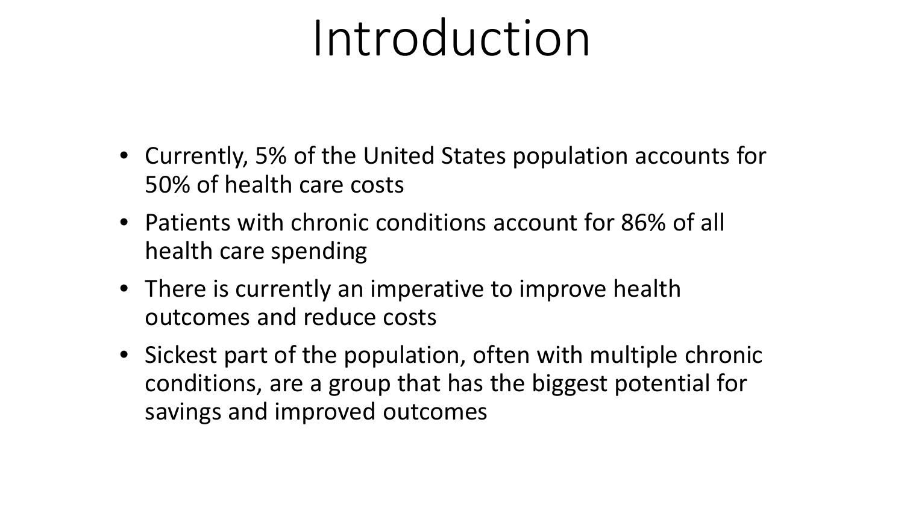# Introduction

- Currently, 5% of the United States population accounts for 50% of health care costs
- Patients with chronic conditions account for 86% of all health care spending
- There is currently an imperative to improve health outcomes and reduce costs
- Sickest part of the population, often with multiple chronic conditions, are a group that has the biggest potential for savings and improved outcomes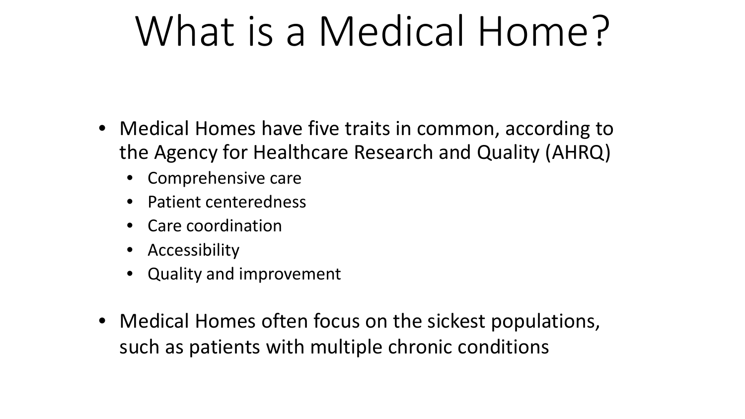# What is a Medical Home?

- Medical Homes have five traits in common, according to the Agency for Healthcare Research and Quality (AHRQ)
  - Comprehensive care
  - Patient centeredness
  - Care coordination
  - Accessibility
  - Quality and improvement
- Medical Homes often focus on the sickest populations, such as patients with multiple chronic conditions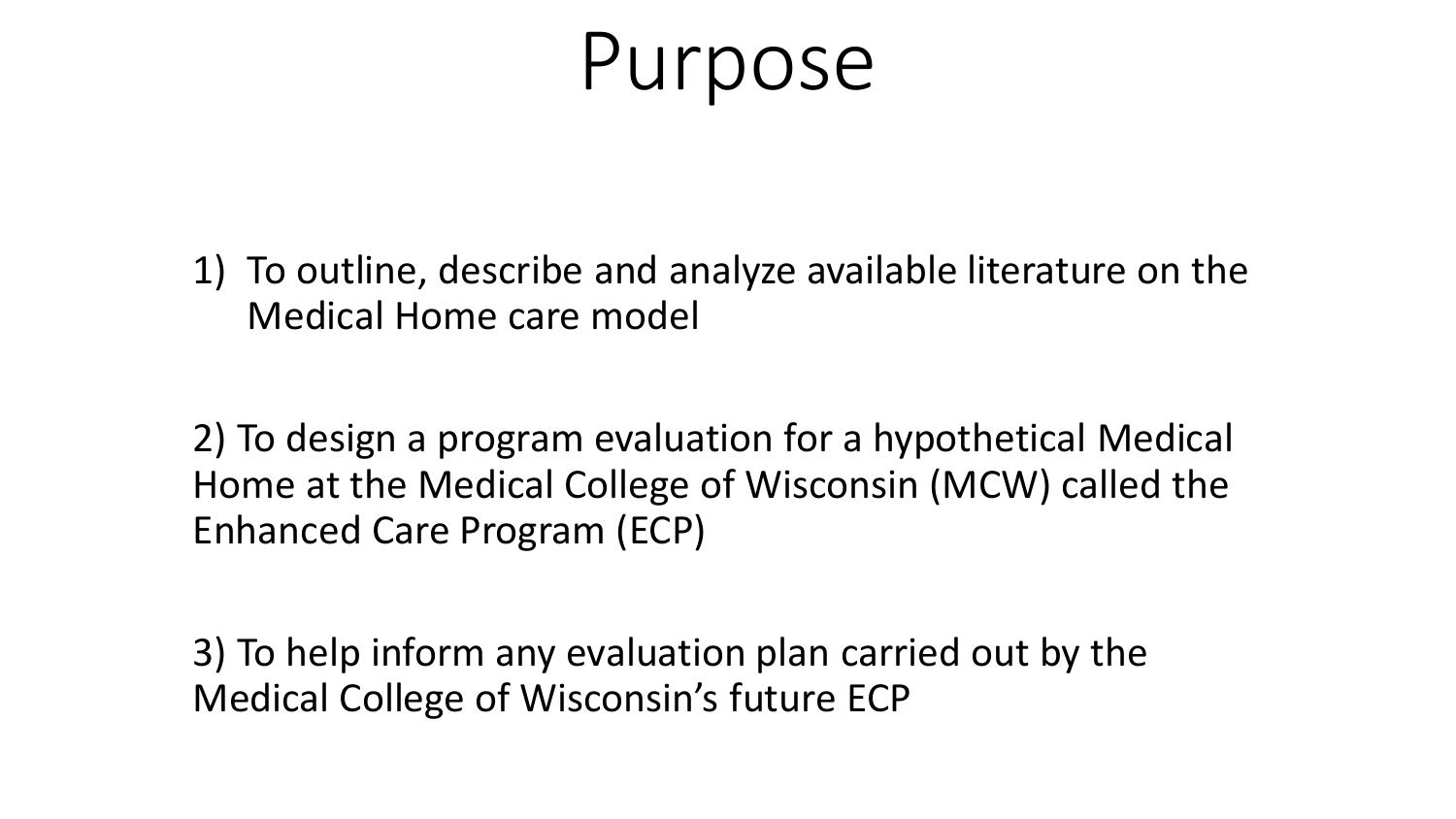# Purpose

1) To outline, describe and analyze available literature on the Medical Home care model

2) To design a program evaluation for a hypothetical Medical Home at the Medical College of Wisconsin (MCW) called the Enhanced Care Program (ECP)

3) To help inform any evaluation plan carried out by the Medical College of Wisconsin's future ECP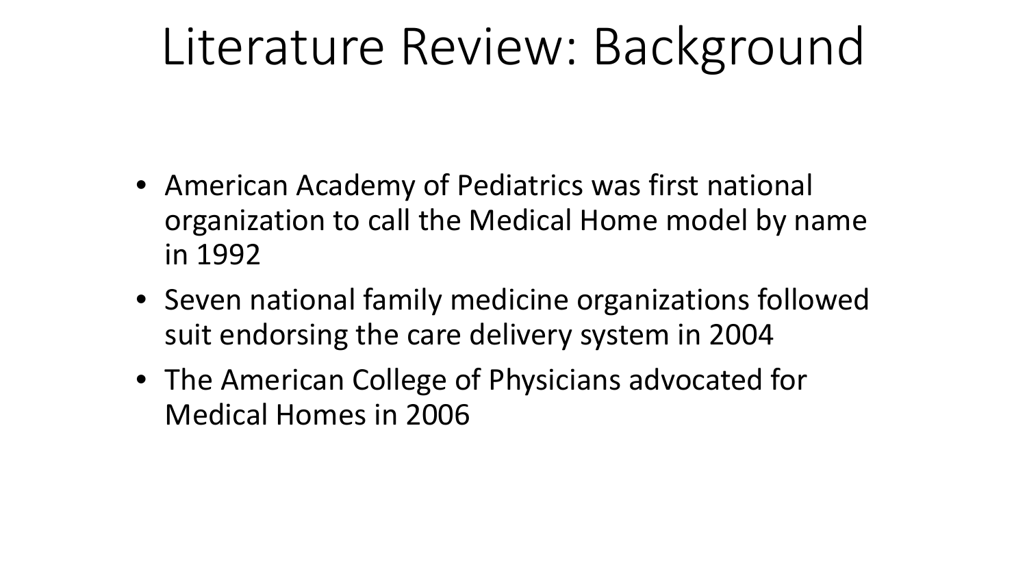# Literature Review: Background

- American Academy of Pediatrics was first national organization to call the Medical Home model by name in 1992
- Seven national family medicine organizations followed suit endorsing the care delivery system in 2004
- The American College of Physicians advocated for Medical Homes in 2006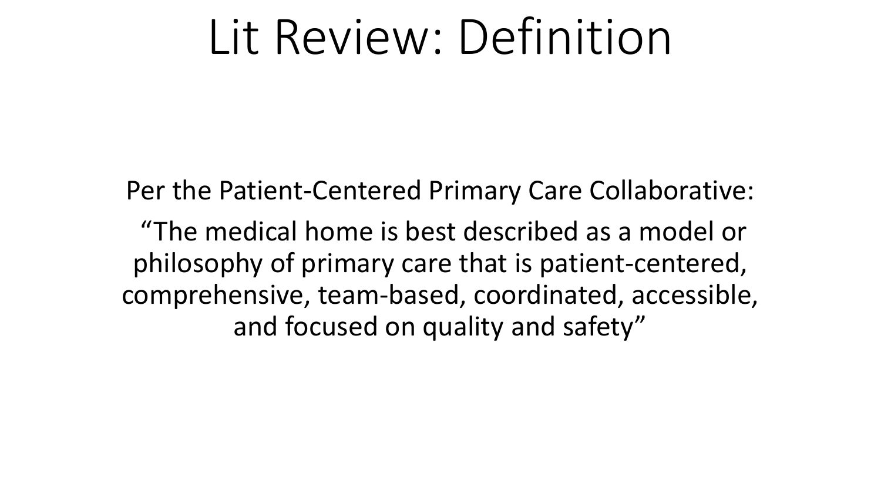# Lit Review: Definition

Per the Patient-Centered Primary Care Collaborative:

"The medical home is best described as a model or philosophy of primary care that is patient-centered, comprehensive, team-based, coordinated, accessible, and focused on quality and safety"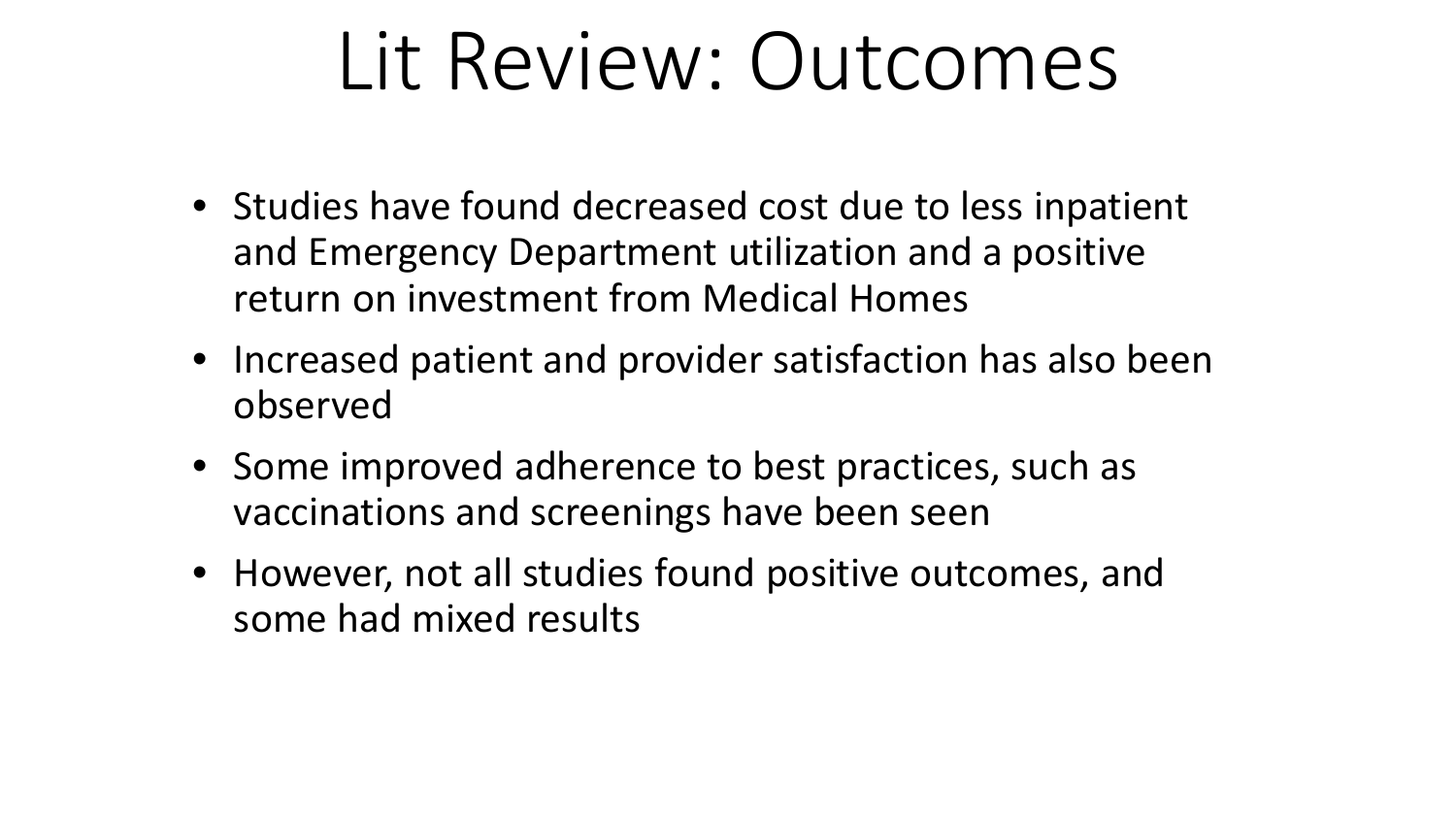# Lit Review: Outcomes

- Studies have found decreased cost due to less inpatient and Emergency Department utilization and a positive return on investment from Medical Homes
- Increased patient and provider satisfaction has also been observed
- Some improved adherence to best practices, such as vaccinations and screenings have been seen
- However, not all studies found positive outcomes, and some had mixed results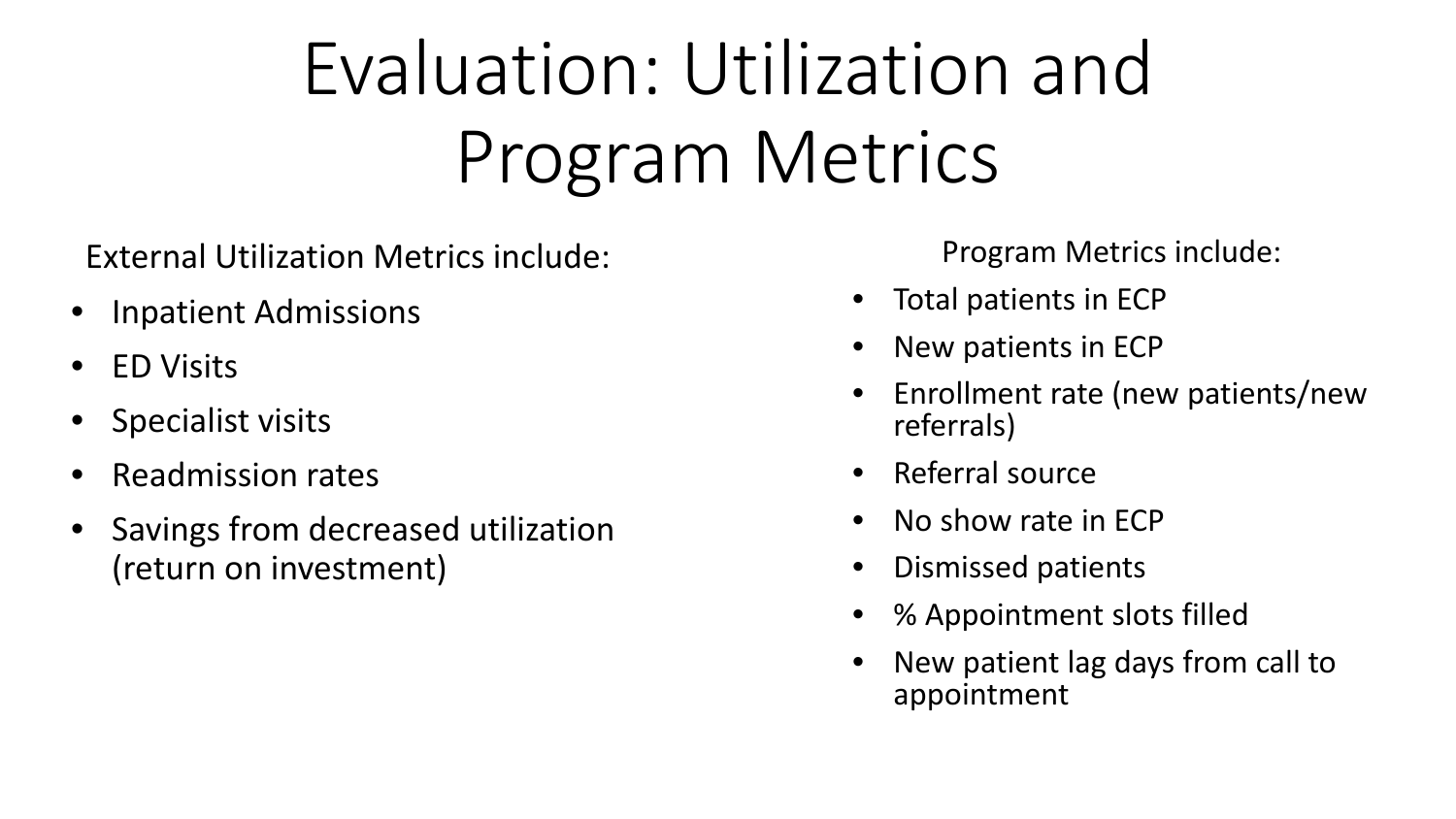# Evaluation: Utilization and Program Metrics

External Utilization Metrics include:

- Inpatient Admissions
- ED Visits
- Specialist visits
- Readmission rates
- Savings from decreased utilization (return on investment)

Program Metrics include:

- Total patients in ECP
- New patients in ECP
- Enrollment rate (new patients/new referrals)
- Referral source
- No show rate in ECP
- Dismissed patients
- % Appointment slots filled
- New patient lag days from call to appointment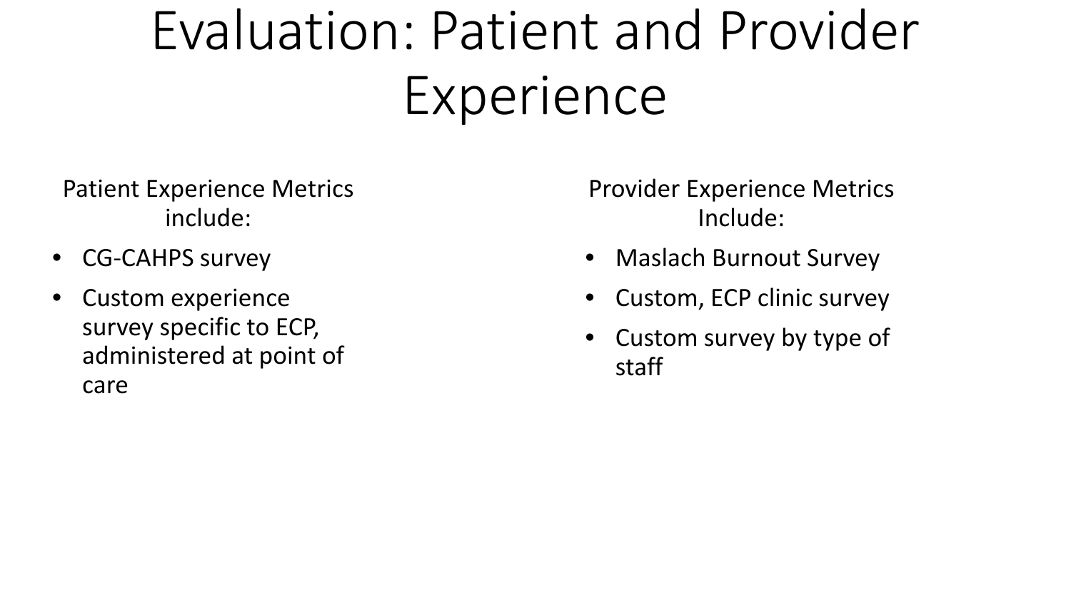# Evaluation: Patient and Provider Experience

Patient Experience Metrics include:

- CG-CAHPS survey
- Custom experience survey specific to ECP, administered at point of care

Provider Experience Metrics Include:

- Maslach Burnout Survey
- Custom, ECP clinic survey
- Custom survey by type of staff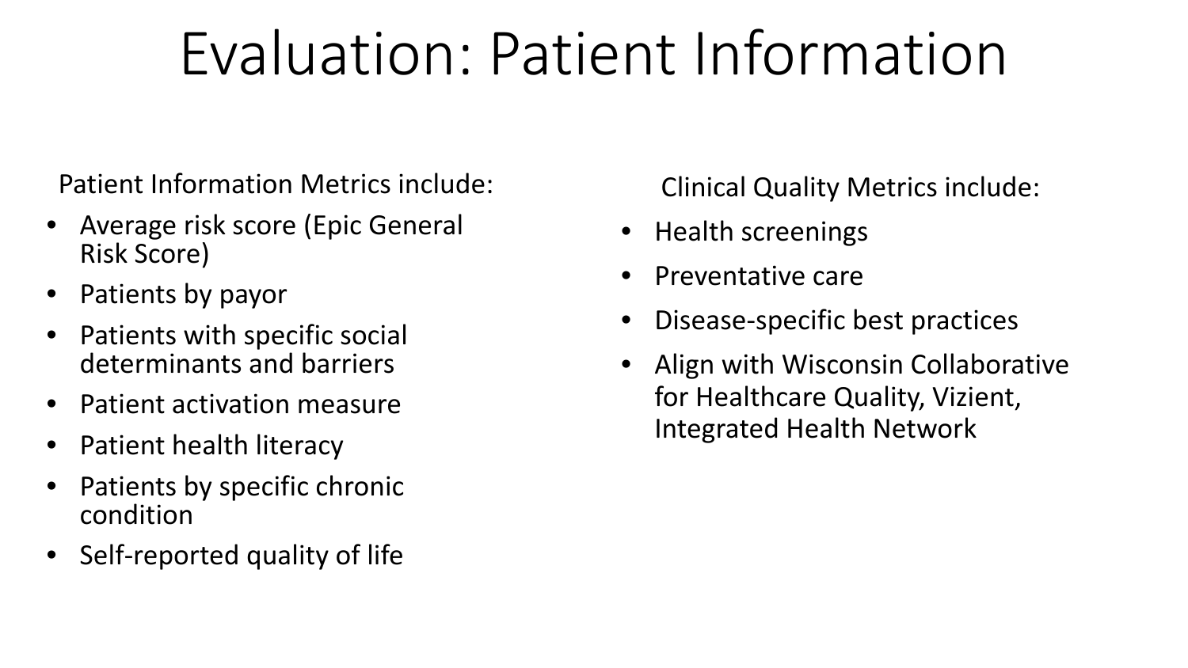# Evaluation: Patient Information

Patient Information Metrics include:

- Average risk score (Epic General Risk Score)
- Patients by payor
- Patients with specific social determinants and barriers
- Patient activation measure
- Patient health literacy
- Patients by specific chronic condition
- Self-reported quality of life

Clinical Quality Metrics include:

- Health screenings
- Preventative care
- Disease-specific best practices
- Align with Wisconsin Collaborative for Healthcare Quality, Vizient, Integrated Health Network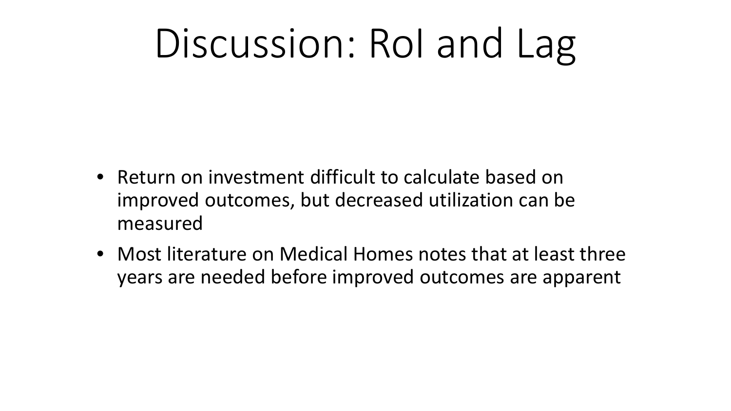# Discussion: RoI and Lag

- Return on investment difficult to calculate based on improved outcomes, but decreased utilization can be measured
- Most literature on Medical Homes notes that at least three years are needed before improved outcomes are apparent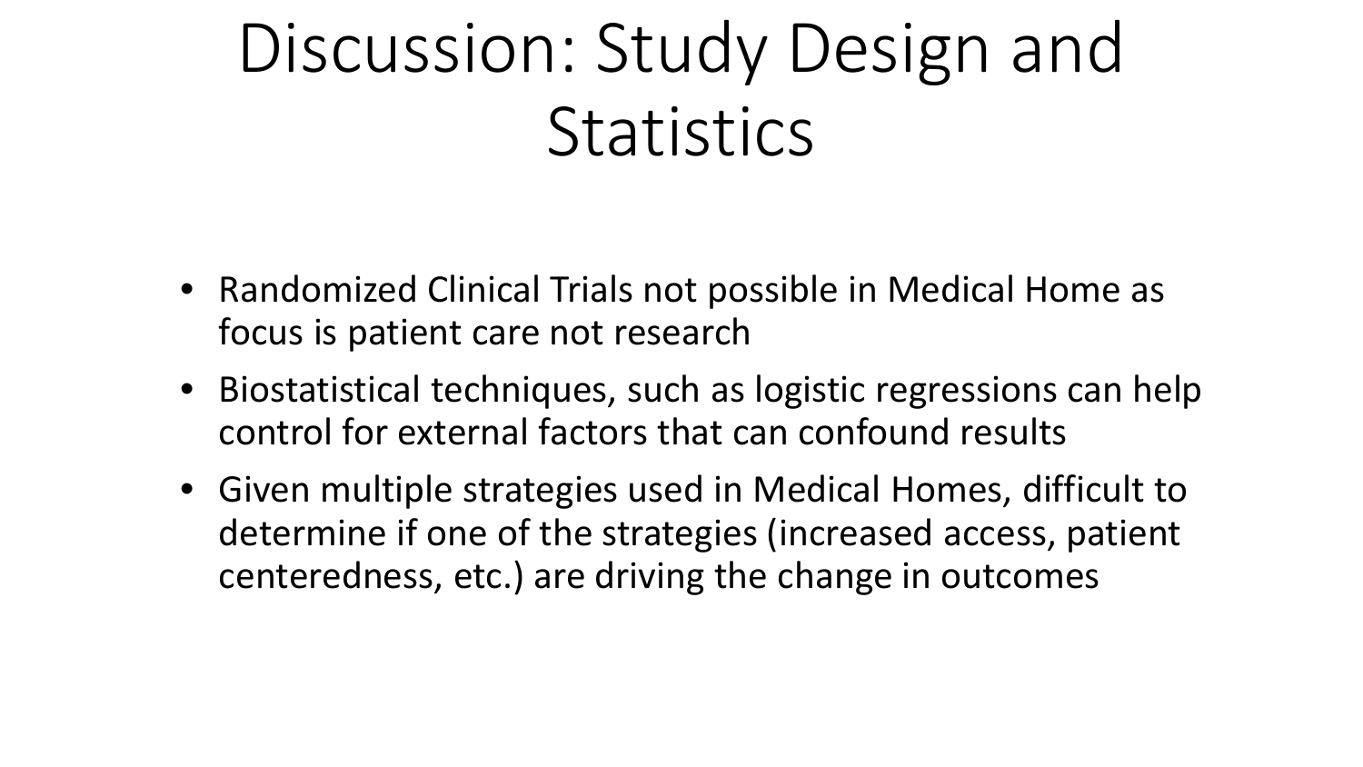# Discussion: Study Design and Statistics

- Randomized Clinical Trials not possible in Medical Home as focus is patient care not research
- Biostatistical techniques, such as logistic regressions can help control for external factors that can confound results
- Given multiple strategies used in Medical Homes, difficult to determine if one of the strategies (increased access, patient centeredness, etc.) are driving the change in outcomes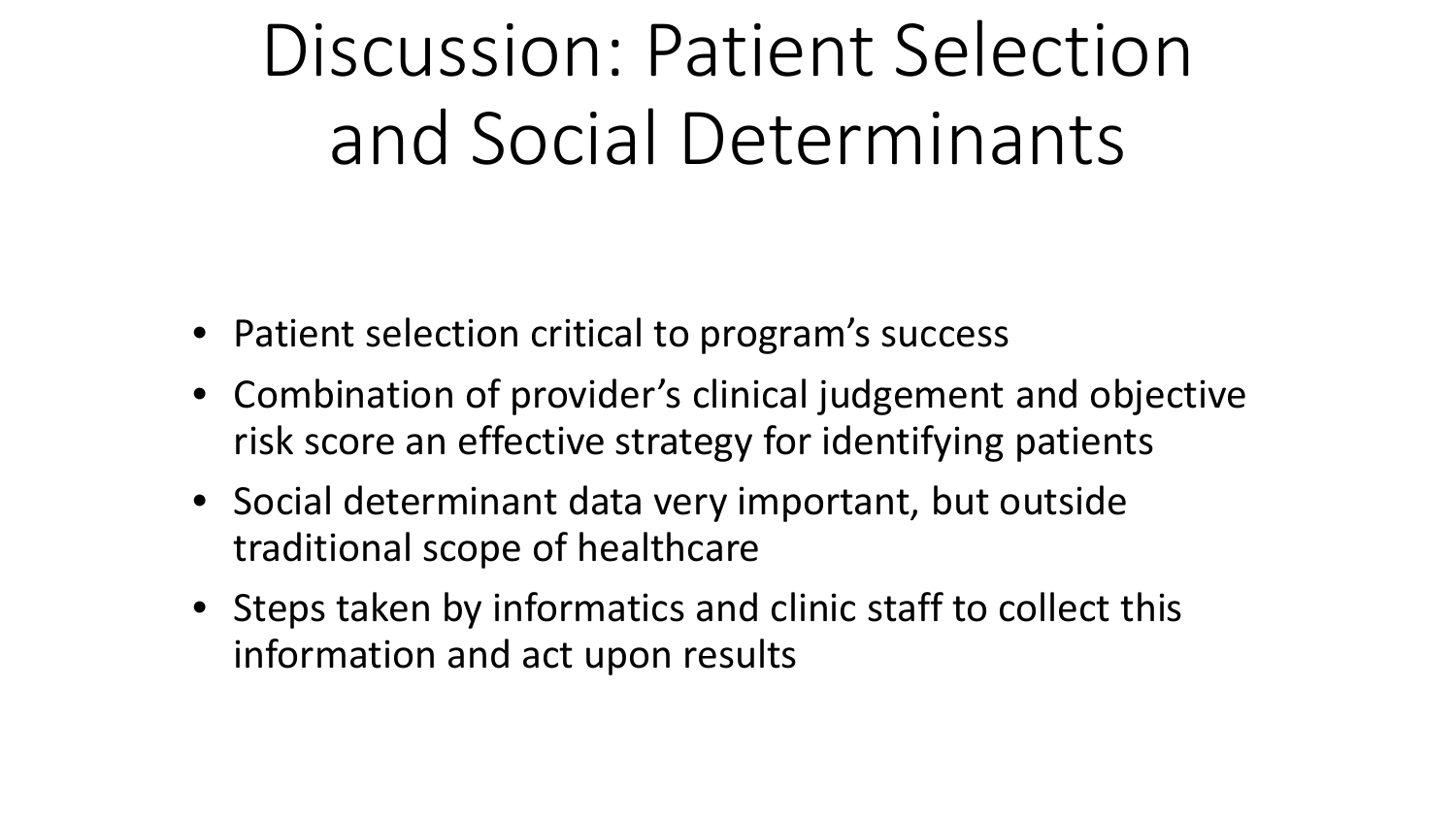# Discussion: Patient Selection and Social Determinants

- Patient selection critical to program's success
- Combination of provider's clinical judgement and objective risk score an effective strategy for identifying patients
- Social determinant data very important, but outside traditional scope of healthcare
- Steps taken by informatics and clinic staff to collect this information and act upon results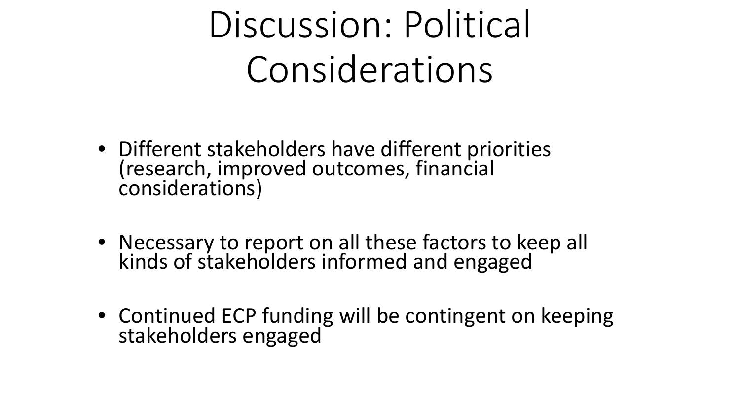# Discussion: Political Considerations

- Different stakeholders have different priorities (research, improved outcomes, financial considerations)
- Necessary to report on all these factors to keep all kinds of stakeholders informed and engaged
- Continued ECP funding will be contingent on keeping stakeholders engaged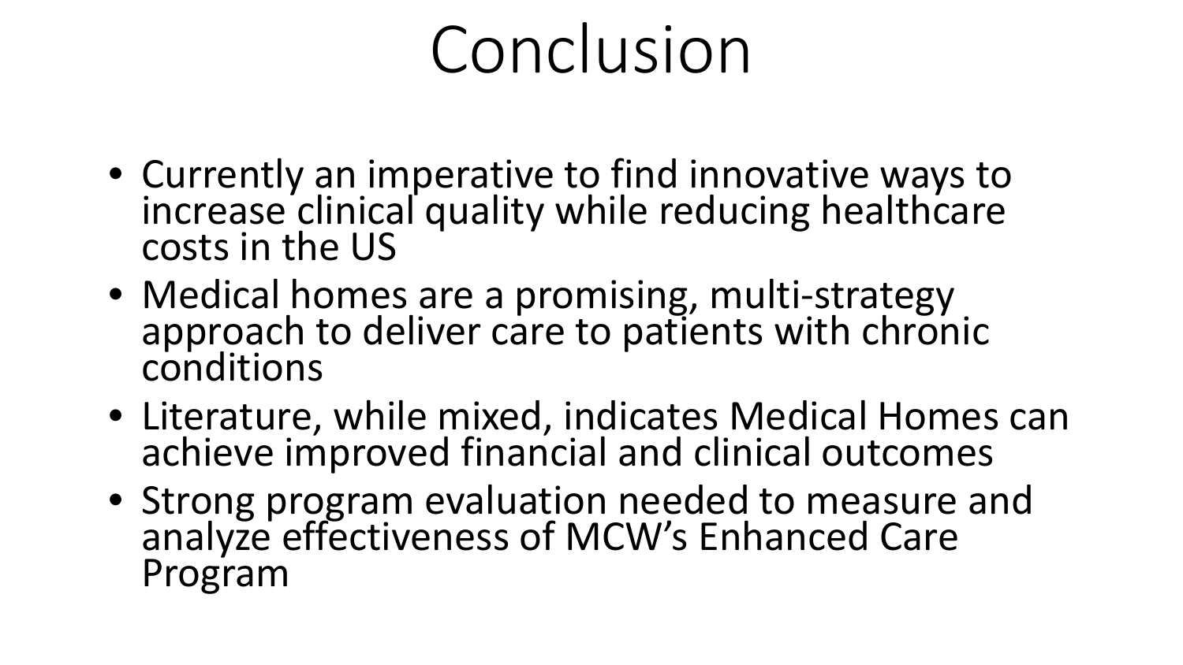# Conclusion

- Currently an imperative to find innovative ways to increase clinical quality while reducing healthcare costs in the US
- Medical homes are a promising, multi-strategy approach to deliver care to patients with chronic conditions
- Literature, while mixed, indicates Medical Homes can achieve improved financial and clinical outcomes
- Strong program evaluation needed to measure and analyze effectiveness of MCW's Enhanced Care Program